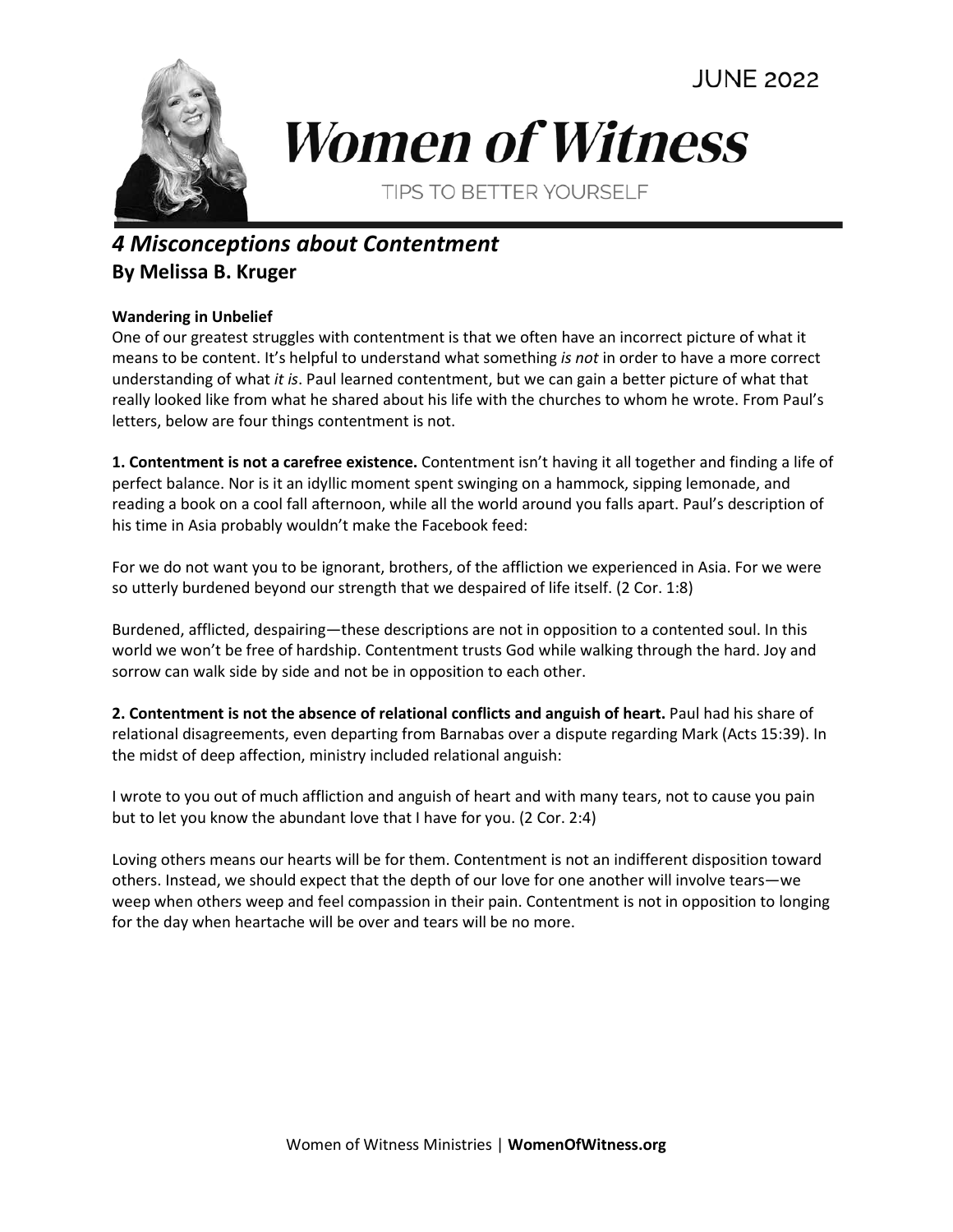JUNE 2022

# Women of Witness

TIPS TO BETTER YOURSELF

## *4 Misconceptions about Contentment*

**By Melissa B. Kruger**

**Wandering in Unbelief**

One of our greatest struggles with contentment is that we often have an incorrect picture of what it means to be content. It's helpful to understand what something *is not* in order to have a more correct understanding of what *it is*. Paul learned contentment, but we can gain a better picture of what that really looked like from what he shared about his life with the churches to whom he wrote. From Paul's letters, below are four things contentment is not.

**1. Contentment is not a carefree existence.** Contentment isn't having it all together and finding a life of perfect balance. Nor is it an idyllic moment spent swinging on a hammock, sipping lemonade, and reading a book on a cool fall afternoon, while all the world around you falls apart. Paul's description of his time in Asia probably wouldn't make the Facebook feed:

For we do not want you to be ignorant, brothers, of the affliction we experienced in Asia. For we were so utterly burdened beyond our strength that we despaired of life itself. (2 Cor. 1:8)

Burdened, afflicted, despairing—these descriptions are not in opposition to a contented soul. In this world we won't be free of hardship. Contentment trusts God while walking through the hard. Joy and sorrow can walk side by side and not be in opposition to each other.

**2. Contentment is not the absence of relational conflicts and anguish of heart.** Paul had his share of relational disagreements, even departing from Barnabas over a dispute regarding Mark (Acts 15:39). In the midst of deep affection, ministry included relational anguish:

I wrote to you out of much affliction and anguish of heart and with many tears, not to cause you pain but to let you know the abundant love that I have for you. (2 Cor. 2:4)

Loving others means our hearts will be for them. Contentment is not an indifferent disposition toward others. Instead, we should expect that the depth of our love for one another will involve tears—we weep when others weep and feel compassion in their pain. Contentment is not in opposition to longing for the day when heartache will be over and tears will be no more.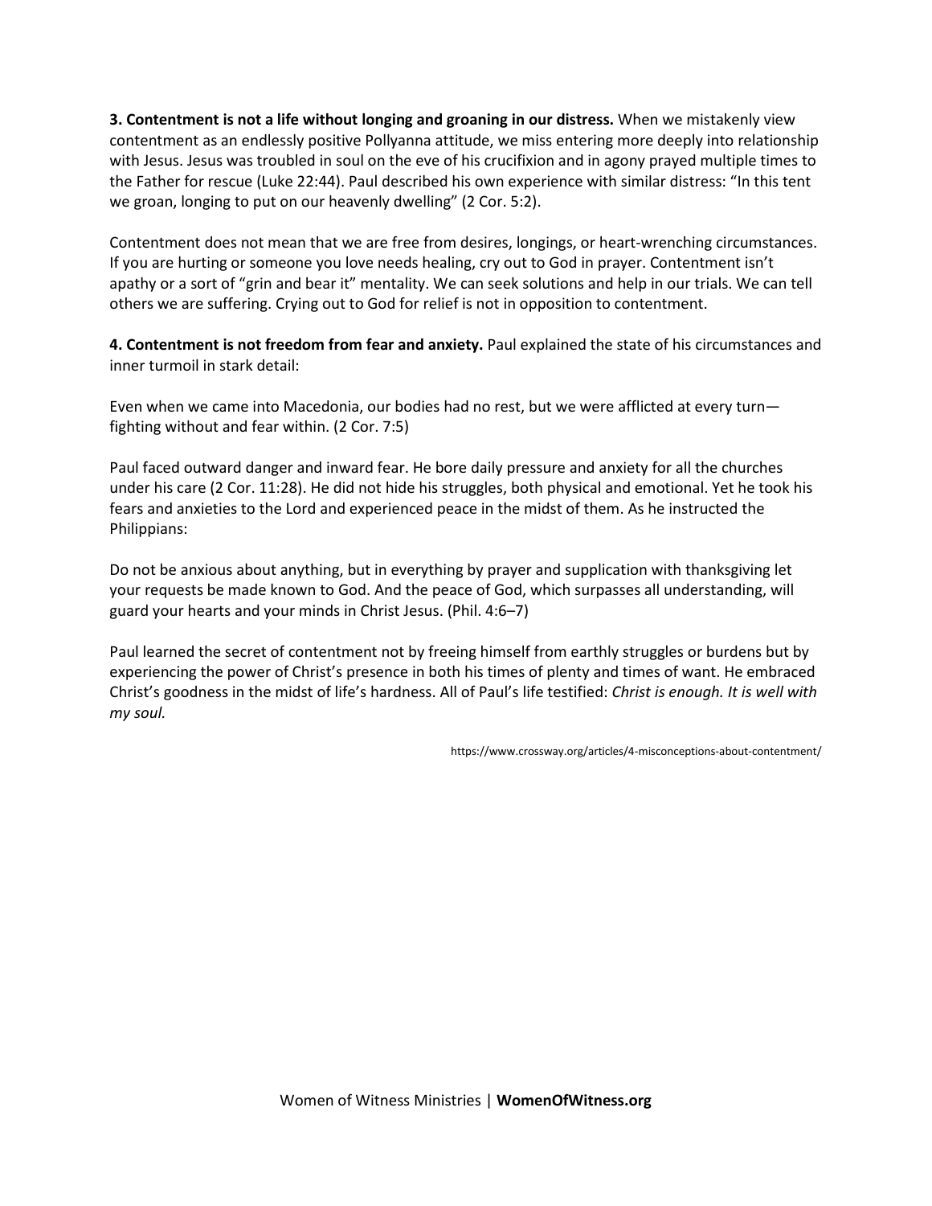**3. Contentment is not a life without longing and groaning in our distress.** When we mistakenly view contentment as an endlessly positive Pollyanna attitude, we miss entering more deeply into relationship with Jesus. Jesus was troubled in soul on the eve of his crucifixion and in agony prayed multiple times to the Father for rescue (Luke 22:44). Paul described his own experience with similar distress: "In this tent we groan, longing to put on our heavenly dwelling" (2 Cor. 5:2).

Contentment does not mean that we are free from desires, longings, or heart-wrenching circumstances. If you are hurting or someone you love needs healing, cry out to God in prayer. Contentment isn't apathy or a sort of "grin and bear it" mentality. We can seek solutions and help in our trials. We can tell others we are suffering. Crying out to God for relief is not in opposition to contentment.

**4. Contentment is not freedom from fear and anxiety.** Paul explained the state of his circumstances and inner turmoil in stark detail:

Even when we came into Macedonia, our bodies had no rest, but we were afflicted at every turn—fighting without and fear within. (2 Cor. 7:5)

Paul faced outward danger and inward fear. He bore daily pressure and anxiety for all the churches under his care (2 Cor. 11:28). He did not hide his struggles, both physical and emotional. Yet he took his fears and anxieties to the Lord and experienced peace in the midst of them. As he instructed the Philippians:

Do not be anxious about anything, but in everything by prayer and supplication with thanksgiving let your requests be made known to God. And the peace of God, which surpasses all understanding, will guard your hearts and your minds in Christ Jesus. (Phil. 4:6–7)

Paul learned the secret of contentment not by freeing himself from earthly struggles or burdens but by experiencing the power of Christ's presence in both his times of plenty and times of want. He embraced Christ's goodness in the midst of life's hardness. All of Paul's life testified: *Christ is enough. It is well with my soul.*

https://www.crossway.org/articles/4-misconceptions-about-contentment/